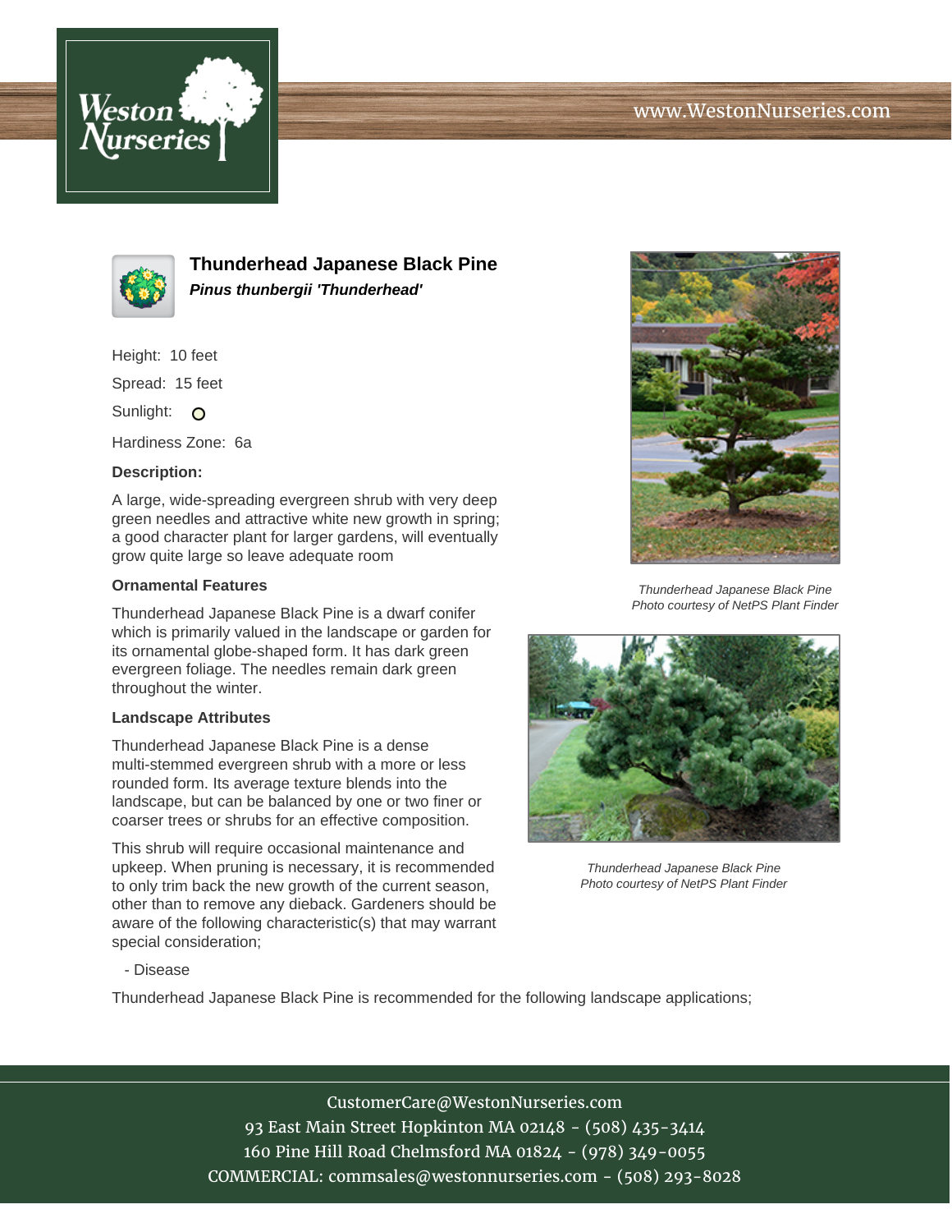Weston Nurseries

www.WestonNurseries.com

## Thunderhead Japanese Black Pine

***Pinus thunbergii 'Thunderhead'***

Height: 10 feet

Spread: 15 feet

Sunlight: O

Hardiness Zone: 6a

**Description:**

A large, wide-spreading evergreen shrub with very deep green needles and attractive white new growth in spring; a good character plant for larger gardens, will eventually grow quite large so leave adequate room

### Ornamental Features

Thunderhead Japanese Black Pine is a dwarf conifer which is primarily valued in the landscape or garden for its ornamental globe-shaped form. It has dark green evergreen foliage. The needles remain dark green throughout the winter.

### Landscape Attributes

Thunderhead Japanese Black Pine is a dense multi-stemmed evergreen shrub with a more or less rounded form. Its average texture blends into the landscape, but can be balanced by one or two finer or coarser trees or shrubs for an effective composition.

This shrub will require occasional maintenance and upkeep. When pruning is necessary, it is recommended to only trim back the new growth of the current season, other than to remove any dieback. Gardeners should be aware of the following characteristic(s) that may warrant special consideration;

- Disease

Thunderhead Japanese Black Pine is recommended for the following landscape applications;

*Thunderhead Japanese Black Pine*
*Photo courtesy of NetPS Plant Finder*

*Thunderhead Japanese Black Pine*
*Photo courtesy of NetPS Plant Finder*

CustomerCare@WestonNurseries.com
93 East Main Street Hopkinton MA 02148 - (508) 435-3414
160 Pine Hill Road Chelmsford MA 01824 - (978) 349-0055
COMMERCIAL: commsales@westonnurseries.com - (508) 293-8028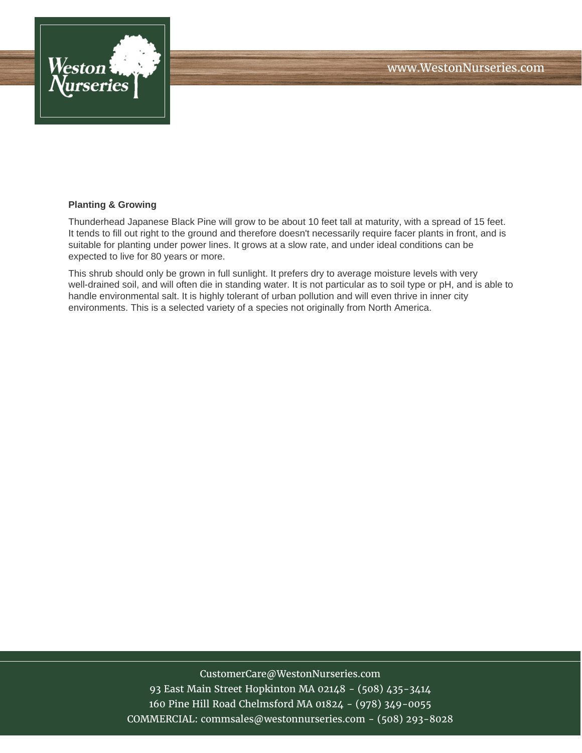### Planting & Growing

Thunderhead Japanese Black Pine will grow to be about 10 feet tall at maturity, with a spread of 15 feet. It tends to fill out right to the ground and therefore doesn't necessarily require facer plants in front, and is suitable for planting under power lines. It grows at a slow rate, and under ideal conditions can be expected to live for 80 years or more.

This shrub should only be grown in full sunlight. It prefers dry to average moisture levels with very well-drained soil, and will often die in standing water. It is not particular as to soil type or pH, and is able to handle environmental salt. It is highly tolerant of urban pollution and will even thrive in inner city environments. This is a selected variety of a species not originally from North America.